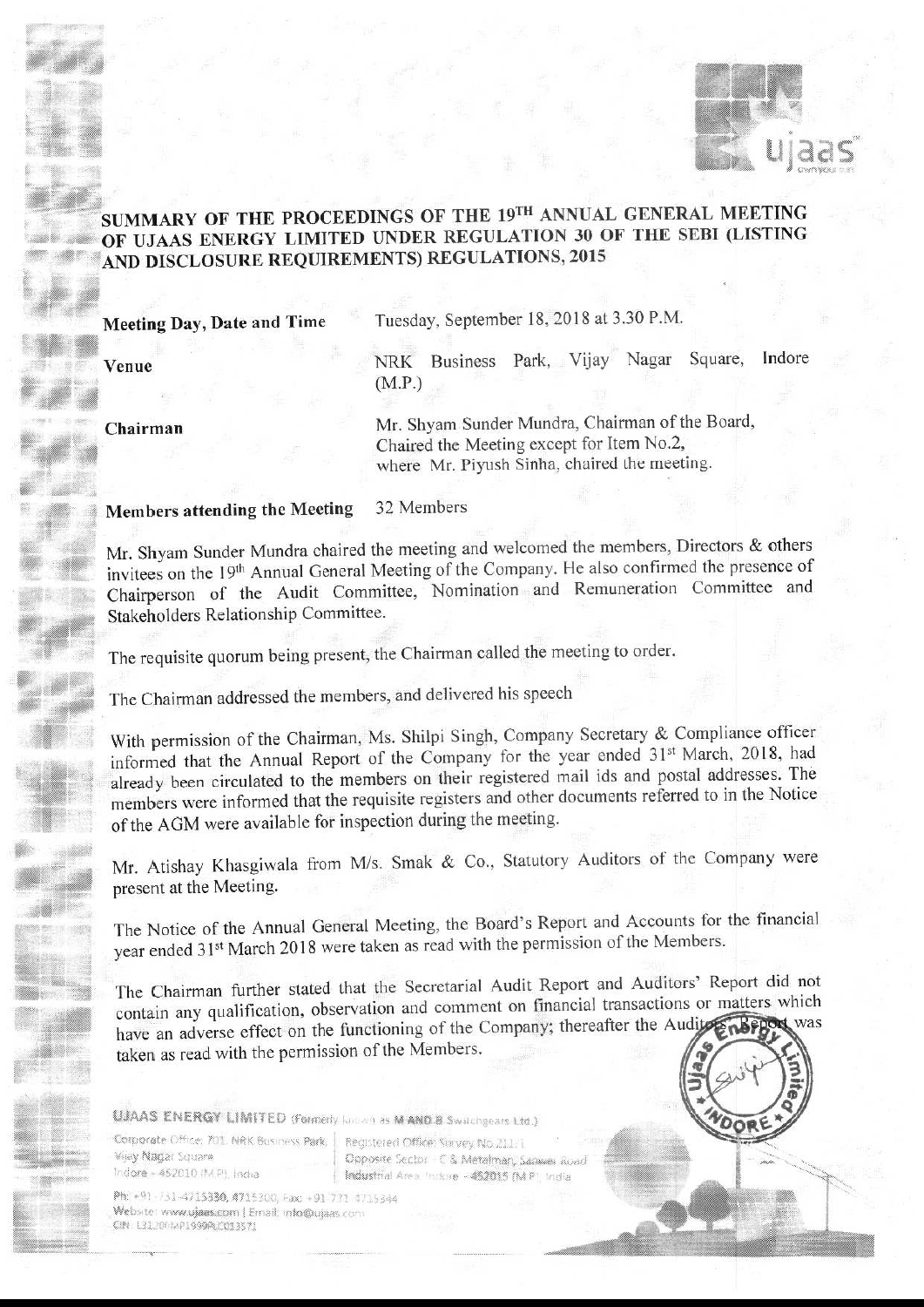# SUMMARY OF THE PROCEEDINGS OF THE 19TH ANNUAL GENERAL MEETING OF UJAAS ENERGY LIMITED UNDER REGULATION 30 OF THE SEBI (LISTING AND DISCLOSURE REQUIREMENTS) REGULATIONS, 2015

| | |
|---|---|
| **Meeting Day, Date and Time** | Tuesday, September 18, 2018 at 3.30 P.M. |
| **Venue** | NRK Business Park, Vijay Nagar Square, Indore (M.P.) |
| **Chairman** | Mr. Shyam Sunder Mundra, Chairman of the Board, Chaired the Meeting except for Item No.2, where Mr. Piyush Sinha, chaired the meeting. |
| **Members attending the Meeting** | 32 Members |

Mr. Shyam Sunder Mundra chaired the meeting and welcomed the members, Directors & others invitees on the 19th Annual General Meeting of the Company. He also confirmed the presence of Chairperson of the Audit Committee, Nomination and Remuneration Committee and Stakeholders Relationship Committee.

The requisite quorum being present, the Chairman called the meeting to order.

The Chairman addressed the members, and delivered his speech

With permission of the Chairman, Ms. Shilpi Singh, Company Secretary & Compliance officer informed that the Annual Report of the Company for the year ended 31st March, 2018, had already been circulated to the members on their registered mail ids and postal addresses. The members were informed that the requisite registers and other documents referred to in the Notice of the AGM were available for inspection during the meeting.

Mr. Atishay Khasgiwala from M/s. Smak & Co., Statutory Auditors of the Company were present at the Meeting.

The Notice of the Annual General Meeting, the Board's Report and Accounts for the financial year ended 31st March 2018 were taken as read with the permission of the Members.

The Chairman further stated that the Secretarial Audit Report and Auditors' Report did not contain any qualification, observation and comment on financial transactions or matters which have an adverse effect on the functioning of the Company; thereafter the Auditors' Report was taken as read with the permission of the Members.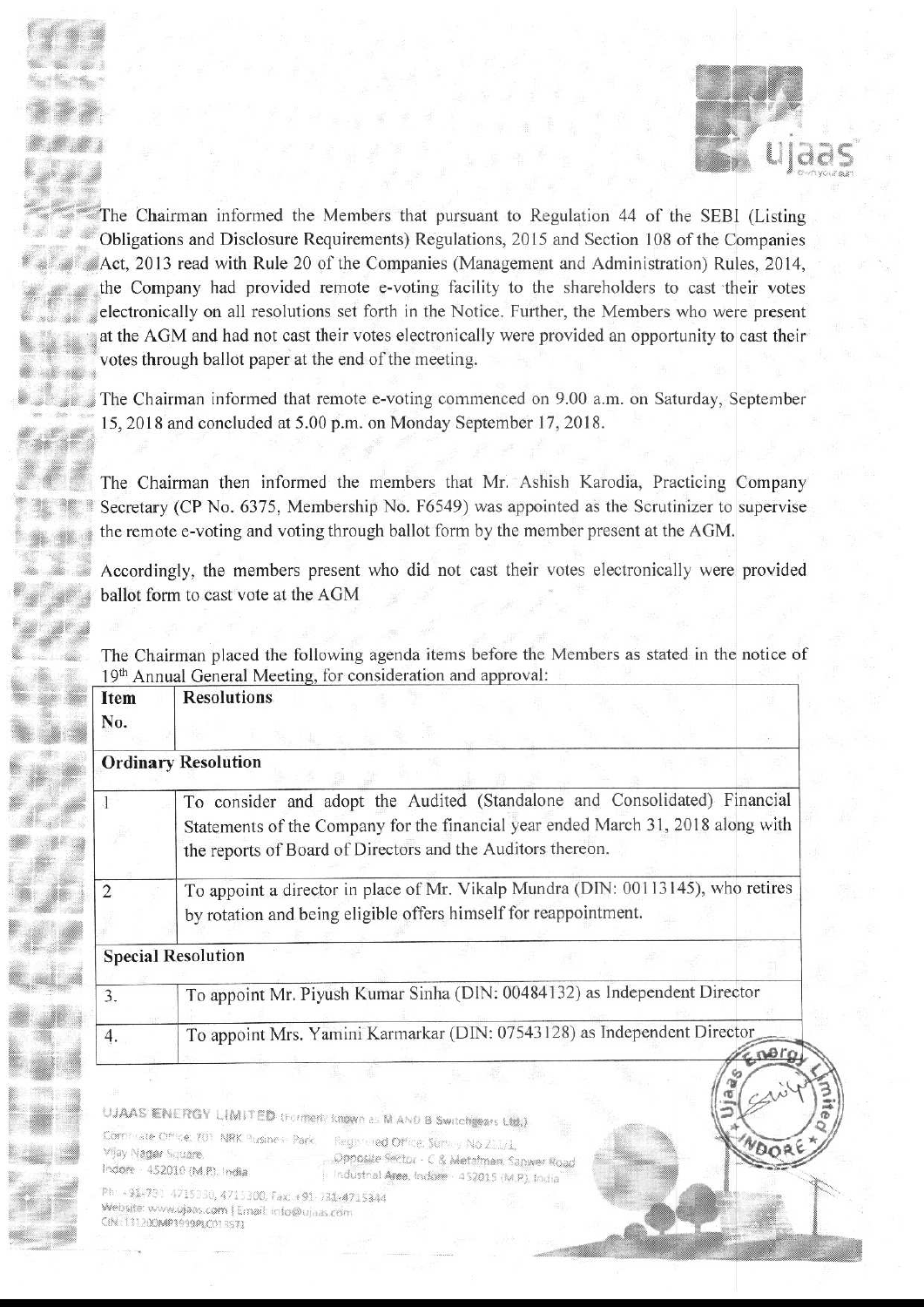The Chairman informed the Members that pursuant to Regulation 44 of the SEBI (Listing Obligations and Disclosure Requirements) Regulations, 2015 and Section 108 of the Companies Act, 2013 read with Rule 20 of the Companies (Management and Administration) Rules, 2014, the Company had provided remote e-voting facility to the shareholders to cast their votes electronically on all resolutions set forth in the Notice. Further, the Members who were present at the AGM and had not cast their votes electronically were provided an opportunity to cast their votes through ballot paper at the end of the meeting.

The Chairman informed that remote e-voting commenced on 9.00 a.m. on Saturday, September 15, 2018 and concluded at 5.00 p.m. on Monday September 17, 2018.

The Chairman then informed the members that Mr. Ashish Karodia, Practicing Company Secretary (CP No. 6375, Membership No. F6549) was appointed as the Scrutinizer to supervise the remote e-voting and voting through ballot form by the member present at the AGM.

Accordingly, the members present who did not cast their votes electronically were provided ballot form to cast vote at the AGM

The Chairman placed the following agenda items before the Members as stated in the notice of 19th Annual General Meeting, for consideration and approval:

| Item No. | Resolutions |
|---|---|
| **Ordinary Resolution** | |
| 1 | To consider and adopt the Audited (Standalone and Consolidated) Financial Statements of the Company for the financial year ended March 31, 2018 along with the reports of Board of Directors and the Auditors thereon. |
| 2 | To appoint a director in place of Mr. Vikalp Mundra (DIN: 00113145), who retires by rotation and being eligible offers himself for reappointment. |
| **Special Resolution** | |
| 3. | To appoint Mr. Piyush Kumar Sinha (DIN: 00484132) as Independent Director |
| 4. | To appoint Mrs. Yamini Karmarkar (DIN: 07543128) as Independent Director |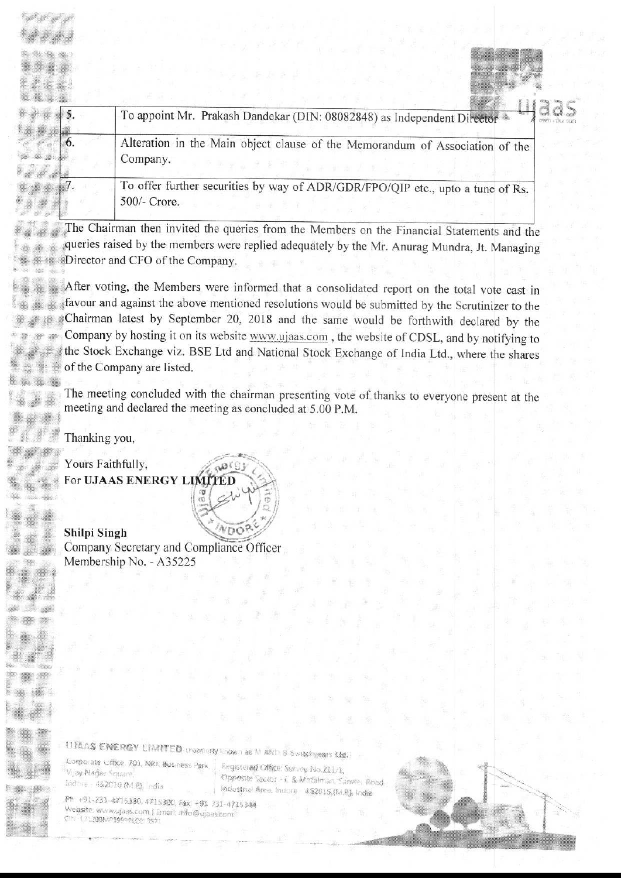| | |
|---|---|
| 5. | To appoint Mr. Prakash Dandekar (DIN: 08082848) as Independent Director |
| 6. | Alteration in the Main object clause of the Memorandum of Association of the Company. |
| 7. | To offer further securities by way of ADR/GDR/FPO/QIP etc., upto a tune of Rs. 500/- Crore. |

The Chairman then invited the queries from the Members on the Financial Statements and the queries raised by the members were replied adequately by the Mr. Anurag Mundra, Jt. Managing Director and CFO of the Company.

After voting, the Members were informed that a consolidated report on the total vote cast in favour and against the above mentioned resolutions would be submitted by the Scrutinizer to the Chairman latest by September 20, 2018 and the same would be forthwith declared by the Company by hosting it on its website www.ujaas.com , the website of CDSL, and by notifying to the Stock Exchange viz. BSE Ltd and National Stock Exchange of India Ltd., where the shares of the Company are listed.

The meeting concluded with the chairman presenting vote of thanks to everyone present at the meeting and declared the meeting as concluded at 5.00 P.M.

Thanking you,

Yours Faithfully,
For **UJAAS ENERGY LIMITED**

**Shilpi Singh**
Company Secretary and Compliance Officer
Membership No. - A35225